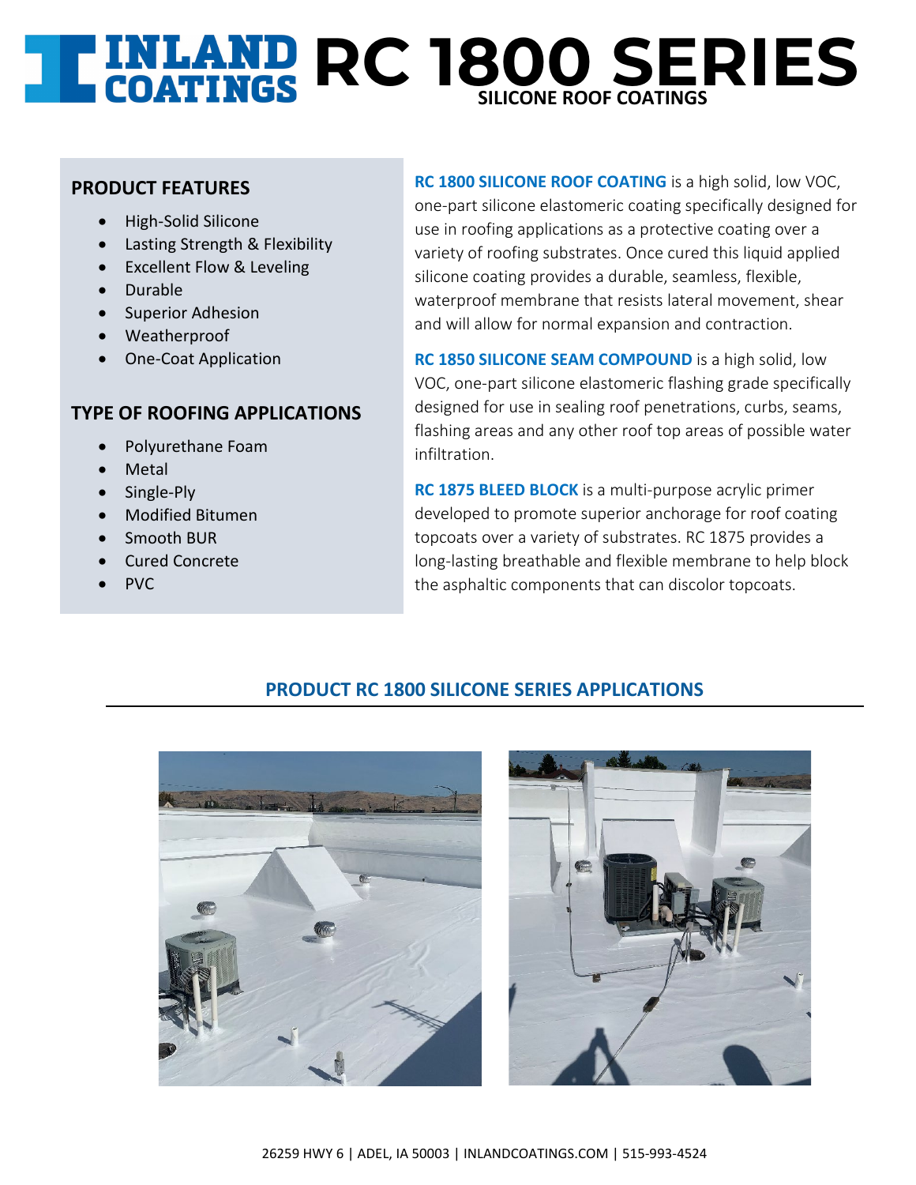# INLAND COATINGS RC 1800 SERIES

**SILICONE ROOF COATINGS**

## PRODUCT FEATURES

- High-Solid Silicone
- Lasting Strength & Flexibility
- Excellent Flow & Leveling
- Durable
- Superior Adhesion
- Weatherproof
- One-Coat Application

## TYPE OF ROOFING APPLICATIONS

- Polyurethane Foam
- Metal
- Single-Ply
- Modified Bitumen
- Smooth BUR
- Cured Concrete
- PVC

**RC 1800 SILICONE ROOF COATING** is a high solid, low VOC, one-part silicone elastomeric coating specifically designed for use in roofing applications as a protective coating over a variety of roofing substrates. Once cured this liquid applied silicone coating provides a durable, seamless, flexible, waterproof membrane that resists lateral movement, shear and will allow for normal expansion and contraction.

**RC 1850 SILICONE SEAM COMPOUND** is a high solid, low VOC, one-part silicone elastomeric flashing grade specifically designed for use in sealing roof penetrations, curbs, seams, flashing areas and any other roof top areas of possible water infiltration.

**RC 1875 BLEED BLOCK** is a multi-purpose acrylic primer developed to promote superior anchorage for roof coating topcoats over a variety of substrates. RC 1875 provides a long-lasting breathable and flexible membrane to help block the asphaltic components that can discolor topcoats.

## PRODUCT RC 1800 SILICONE SERIES APPLICATIONS

26259 HWY 6 | ADEL, IA 50003 | INLANDCOATINGS.COM | 515-993-4524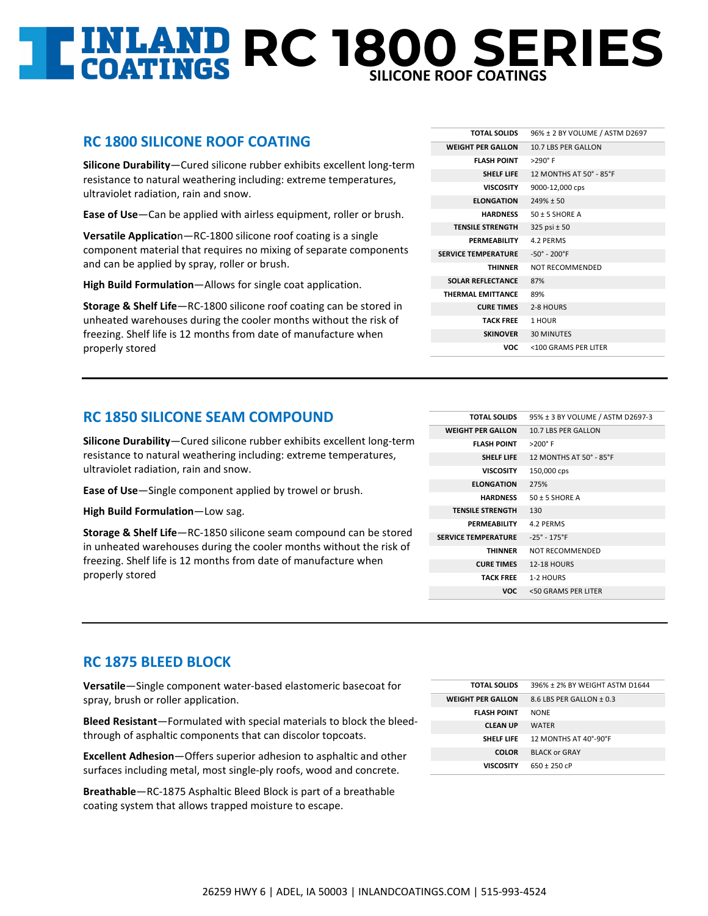# INLAND COATINGS RC 1800 SERIES

SILICONE ROOF COATINGS

## RC 1800 SILICONE ROOF COATING

**Silicone Durability**—Cured silicone rubber exhibits excellent long-term resistance to natural weathering including: extreme temperatures, ultraviolet radiation, rain and snow.

**Ease of Use**—Can be applied with airless equipment, roller or brush.

**Versatile Application**—RC-1800 silicone roof coating is a single component material that requires no mixing of separate components and can be applied by spray, roller or brush.

**High Build Formulation**—Allows for single coat application.

**Storage & Shelf Life**—RC-1800 silicone roof coating can be stored in unheated warehouses during the cooler months without the risk of freezing. Shelf life is 12 months from date of manufacture when properly stored

| | |
|---|---|
| TOTAL SOLIDS | 96% ± 2 BY VOLUME / ASTM D2697 |
| WEIGHT PER GALLON | 10.7 LBS PER GALLON |
| FLASH POINT | >290° F |
| SHELF LIFE | 12 MONTHS AT 50° - 85°F |
| VISCOSITY | 9000-12,000 cps |
| ELONGATION | 249% ± 50 |
| HARDNESS | 50 ± 5 SHORE A |
| TENSILE STRENGTH | 325 psi ± 50 |
| PERMEABILITY | 4.2 PERMS |
| SERVICE TEMPERATURE | -50° - 200°F |
| THINNER | NOT RECOMMENDED |
| SOLAR REFLECTANCE | 87% |
| THERMAL EMITTANCE | 89% |
| CURE TIMES | 2-8 HOURS |
| TACK FREE | 1 HOUR |
| SKINOVER | 30 MINUTES |
| VOC | <100 GRAMS PER LITER |

## RC 1850 SILICONE SEAM COMPOUND

**Silicone Durability**—Cured silicone rubber exhibits excellent long-term resistance to natural weathering including: extreme temperatures, ultraviolet radiation, rain and snow.

**Ease of Use**—Single component applied by trowel or brush.

**High Build Formulation**—Low sag.

**Storage & Shelf Life**—RC-1850 silicone seam compound can be stored in unheated warehouses during the cooler months without the risk of freezing. Shelf life is 12 months from date of manufacture when properly stored

| | |
|---|---|
| TOTAL SOLIDS | 95% ± 3 BY VOLUME / ASTM D2697-3 |
| WEIGHT PER GALLON | 10.7 LBS PER GALLON |
| FLASH POINT | >200° F |
| SHELF LIFE | 12 MONTHS AT 50° - 85°F |
| VISCOSITY | 150,000 cps |
| ELONGATION | 275% |
| HARDNESS | 50 ± 5 SHORE A |
| TENSILE STRENGTH | 130 |
| PERMEABILITY | 4.2 PERMS |
| SERVICE TEMPERATURE | -25° - 175°F |
| THINNER | NOT RECOMMENDED |
| CURE TIMES | 12-18 HOURS |
| TACK FREE | 1-2 HOURS |
| VOC | <50 GRAMS PER LITER |

## RC 1875 BLEED BLOCK

**Versatile**—Single component water-based elastomeric basecoat for spray, brush or roller application.

**Bleed Resistant**—Formulated with special materials to block the bleed-through of asphaltic components that can discolor topcoats.

**Excellent Adhesion**—Offers superior adhesion to asphaltic and other surfaces including metal, most single-ply roofs, wood and concrete.

**Breathable**—RC-1875 Asphaltic Bleed Block is part of a breathable coating system that allows trapped moisture to escape.

| | |
|---|---|
| TOTAL SOLIDS | 396% ± 2% BY WEIGHT ASTM D1644 |
| WEIGHT PER GALLON | 8.6 LBS PER GALLON ± 0.3 |
| FLASH POINT | NONE |
| CLEAN UP | WATER |
| SHELF LIFE | 12 MONTHS AT 40°-90°F |
| COLOR | BLACK or GRAY |
| VISCOSITY | 650 ± 250 cP |

26259 HWY 6 | ADEL, IA 50003 | INLANDCOATINGS.COM | 515-993-4524